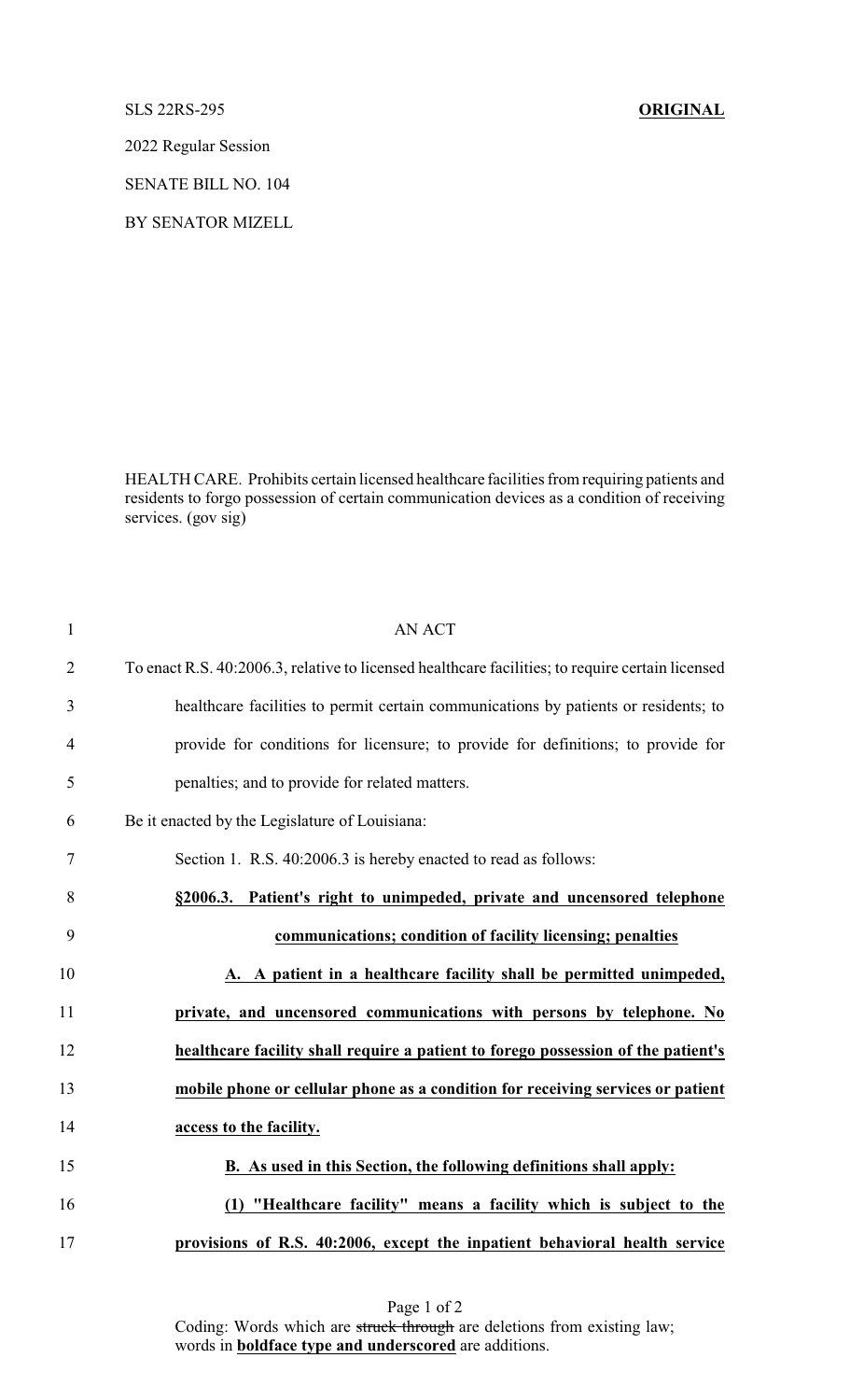SLS 22RS-295 **ORIGINAL**

2022 Regular Session

SENATE BILL NO. 104

BY SENATOR MIZELL

HEALTH CARE. Prohibits certain licensed healthcare facilities from requiring patients and residents to forgo possession of certain communication devices as a condition of receiving services. (gov sig)

AN ACT

To enact R.S. 40:2006.3, relative to licensed healthcare facilities; to require certain licensed healthcare facilities to permit certain communications by patients or residents; to provide for conditions for licensure; to provide for definitions; to provide for penalties; and to provide for related matters.

Be it enacted by the Legislature of Louisiana:

Section 1. R.S. 40:2006.3 is hereby enacted to read as follows:

**§2006.3. Patient's right to unimpeded, private and uncensored telephone communications; condition of facility licensing; penalties**

**A. A patient in a healthcare facility shall be permitted unimpeded, private, and uncensored communications with persons by telephone. No healthcare facility shall require a patient to forego possession of the patient's mobile phone or cellular phone as a condition for receiving services or patient access to the facility.**

**B. As used in this Section, the following definitions shall apply:**

**(1) "Healthcare facility" means a facility which is subject to the provisions of R.S. 40:2006, except the inpatient behavioral health service**

Coding: Words which are ~~struck through~~ are deletions from existing law; words in **boldface type and underscored** are additions.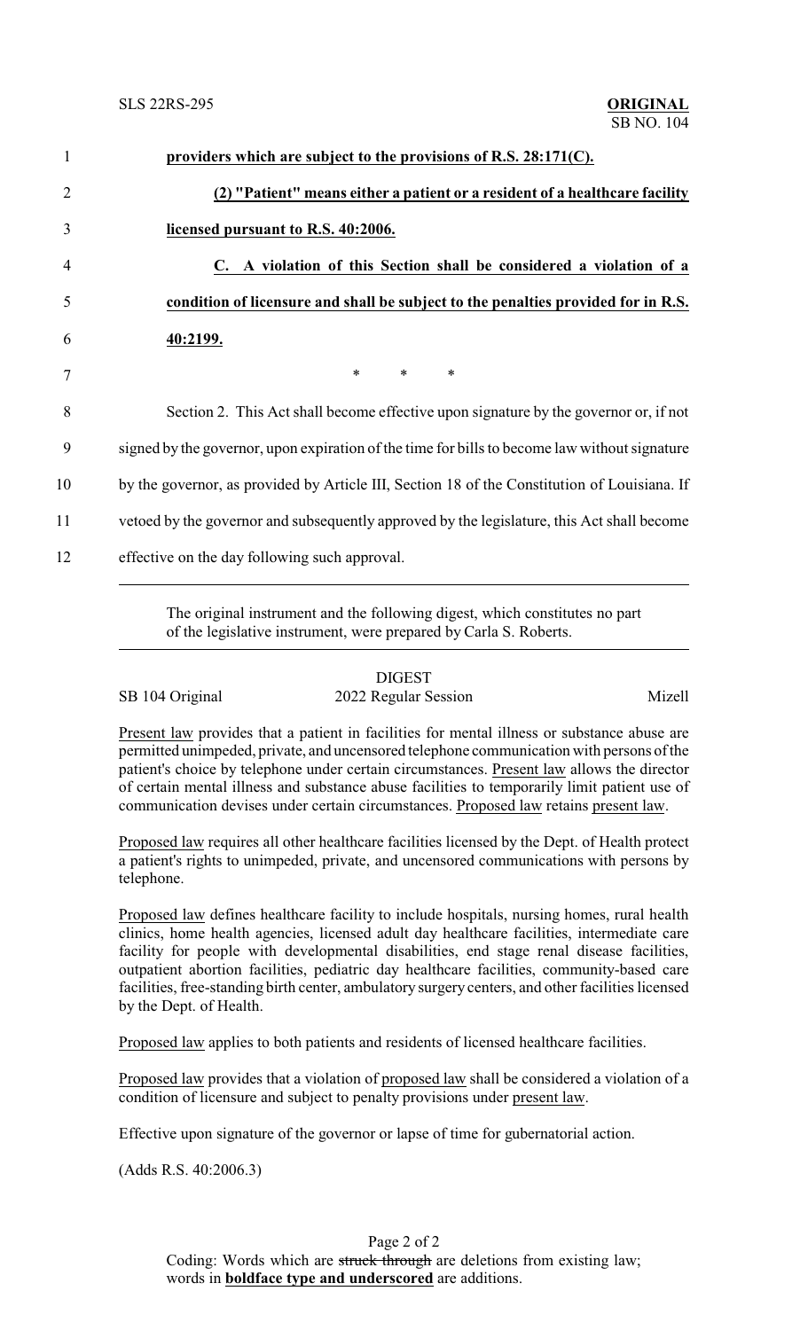**providers which are subject to the provisions of R.S. 28:171(C).**

**(2) "Patient" means either a patient or a resident of a healthcare facility licensed pursuant to R.S. 40:2006.**

**C. A violation of this Section shall be considered a violation of a condition of licensure and shall be subject to the penalties provided for in R.S. 40:2199.**

\* \* \*

Section 2. This Act shall become effective upon signature by the governor or, if not signed by the governor, upon expiration of the time for bills to become law without signature by the governor, as provided by Article III, Section 18 of the Constitution of Louisiana. If vetoed by the governor and subsequently approved by the legislature, this Act shall become effective on the day following such approval.

---

The original instrument and the following digest, which constitutes no part of the legislative instrument, were prepared by Carla S. Roberts.

---

DIGEST

SB 104 Original — 2022 Regular Session — Mizell

Present law provides that a patient in facilities for mental illness or substance abuse are permitted unimpeded, private, and uncensored telephone communication with persons of the patient's choice by telephone under certain circumstances. Present law allows the director of certain mental illness and substance abuse facilities to temporarily limit patient use of communication devises under certain circumstances. Proposed law retains present law.

Proposed law requires all other healthcare facilities licensed by the Dept. of Health protect a patient's rights to unimpeded, private, and uncensored communications with persons by telephone.

Proposed law defines healthcare facility to include hospitals, nursing homes, rural health clinics, home health agencies, licensed adult day healthcare facilities, intermediate care facility for people with developmental disabilities, end stage renal disease facilities, outpatient abortion facilities, pediatric day healthcare facilities, community-based care facilities, free-standing birth center, ambulatory surgery centers, and other facilities licensed by the Dept. of Health.

Proposed law applies to both patients and residents of licensed healthcare facilities.

Proposed law provides that a violation of proposed law shall be considered a violation of a condition of licensure and subject to penalty provisions under present law.

Effective upon signature of the governor or lapse of time for gubernatorial action.

(Adds R.S. 40:2006.3)

Coding: Words which are ~~struck through~~ are deletions from existing law; words in **boldface type and underscored** are additions.